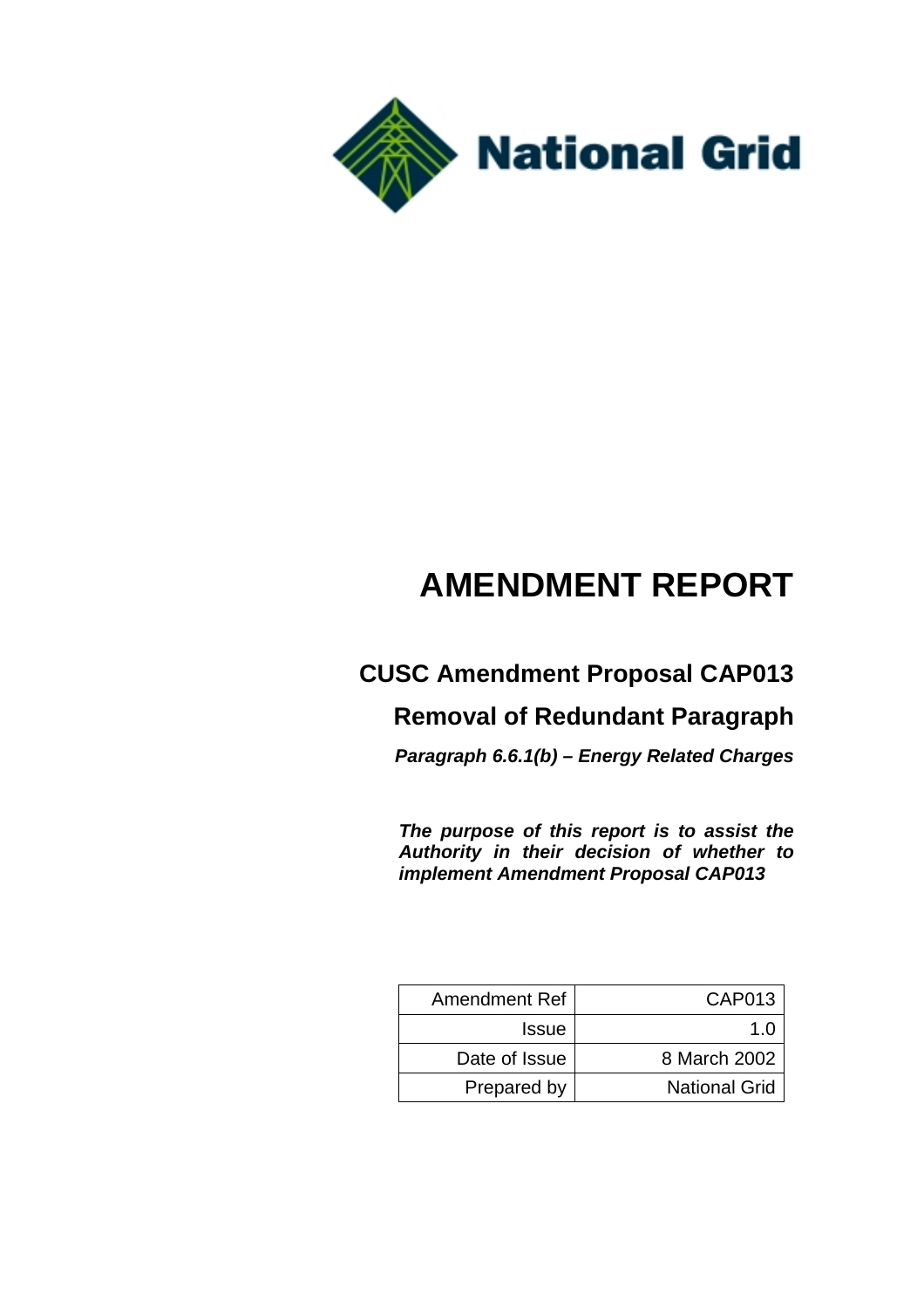National Grid

# AMENDMENT REPORT

## CUSC Amendment Proposal CAP013

## Removal of Redundant Paragraph

***Paragraph 6.6.1(b) – Energy Related Charges***

***The purpose of this report is to assist the Authority in their decision of whether to implement Amendment Proposal CAP013***

| | |
|---|---|
| Amendment Ref | CAP013 |
| Issue | 1.0 |
| Date of Issue | 8 March 2002 |
| Prepared by | National Grid |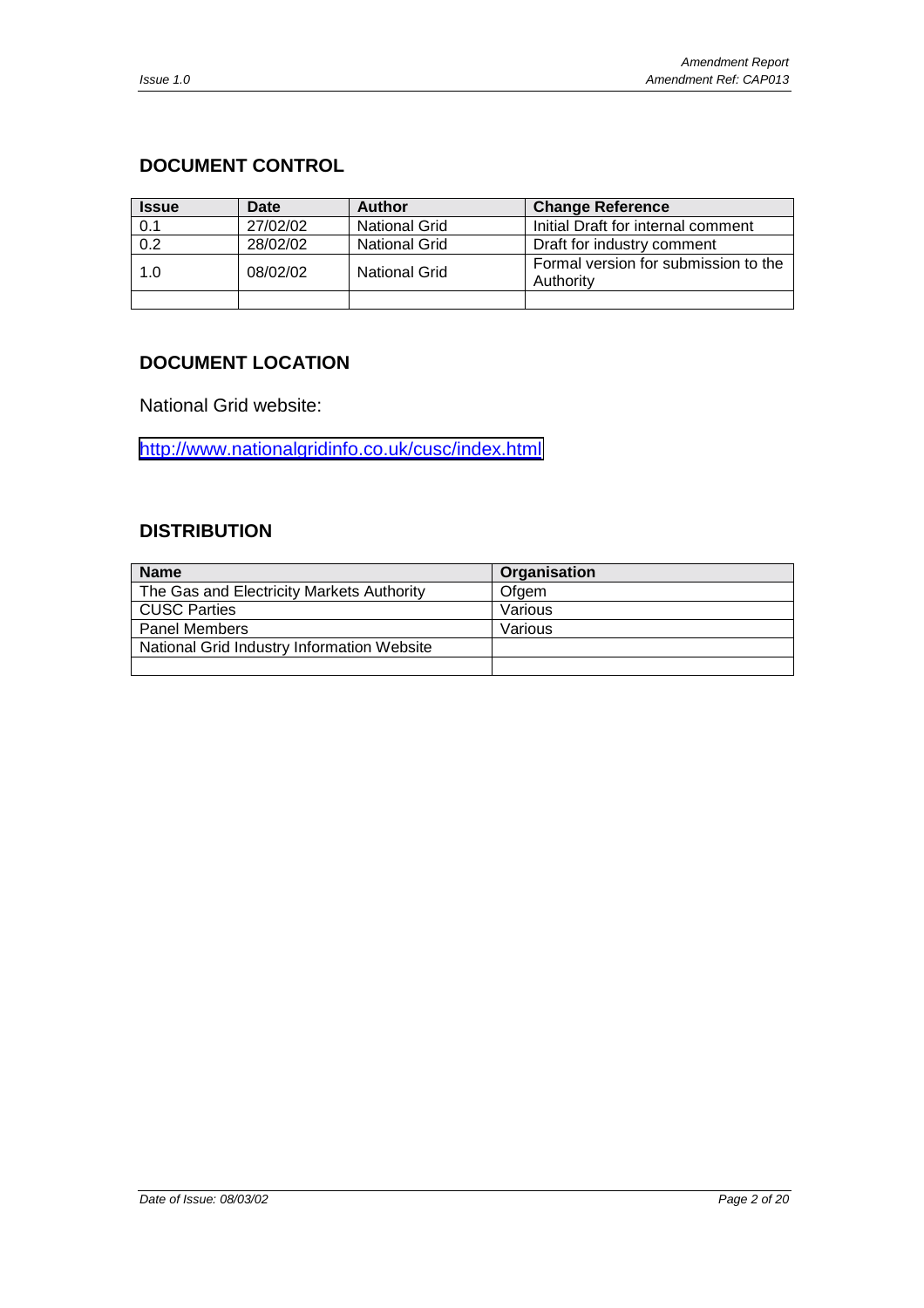## DOCUMENT CONTROL

| Issue | Date | Author | Change Reference |
|---|---|---|---|
| 0.1 | 27/02/02 | National Grid | Initial Draft for internal comment |
| 0.2 | 28/02/02 | National Grid | Draft for industry comment |
| 1.0 | 08/02/02 | National Grid | Formal version for submission to the Authority |
| | | | |

## DOCUMENT LOCATION

National Grid website:

http://www.nationalgridinfo.co.uk/cusc/index.html

## DISTRIBUTION

| Name | Organisation |
|---|---|
| The Gas and Electricity Markets Authority | Ofgem |
| CUSC Parties | Various |
| Panel Members | Various |
| National Grid Industry Information Website | |
| | |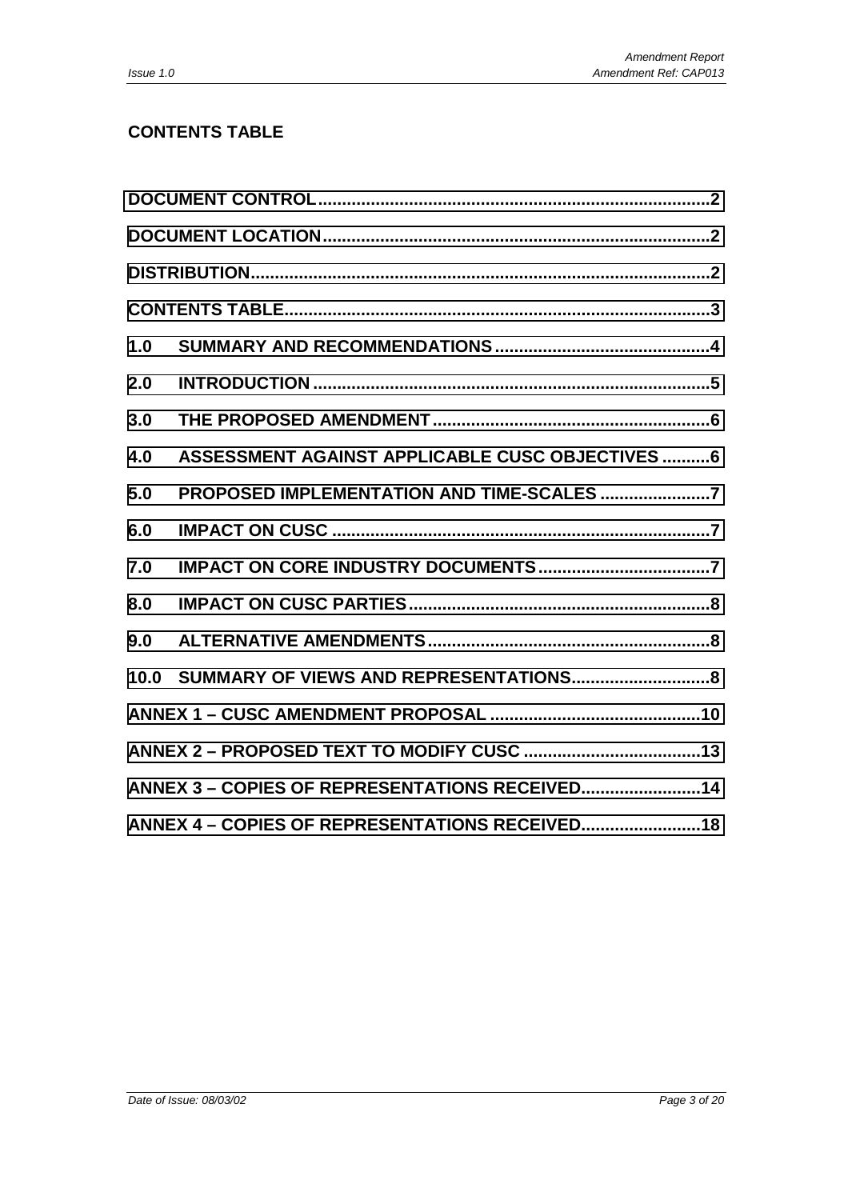## CONTENTS TABLE

| | |
|---|---|
| DOCUMENT CONTROL | 2 |
| DOCUMENT LOCATION | 2 |
| DISTRIBUTION | 2 |
| CONTENTS TABLE | 3 |
| 1.0 SUMMARY AND RECOMMENDATIONS | 4 |
| 2.0 INTRODUCTION | 5 |
| 3.0 THE PROPOSED AMENDMENT | 6 |
| 4.0 ASSESSMENT AGAINST APPLICABLE CUSC OBJECTIVES | 6 |
| 5.0 PROPOSED IMPLEMENTATION AND TIME-SCALES | 7 |
| 6.0 IMPACT ON CUSC | 7 |
| 7.0 IMPACT ON CORE INDUSTRY DOCUMENTS | 7 |
| 8.0 IMPACT ON CUSC PARTIES | 8 |
| 9.0 ALTERNATIVE AMENDMENTS | 8 |
| 10.0 SUMMARY OF VIEWS AND REPRESENTATIONS | 8 |
| ANNEX 1 – CUSC AMENDMENT PROPOSAL | 10 |
| ANNEX 2 – PROPOSED TEXT TO MODIFY CUSC | 13 |
| ANNEX 3 – COPIES OF REPRESENTATIONS RECEIVED | 14 |
| ANNEX 4 – COPIES OF REPRESENTATIONS RECEIVED | 18 |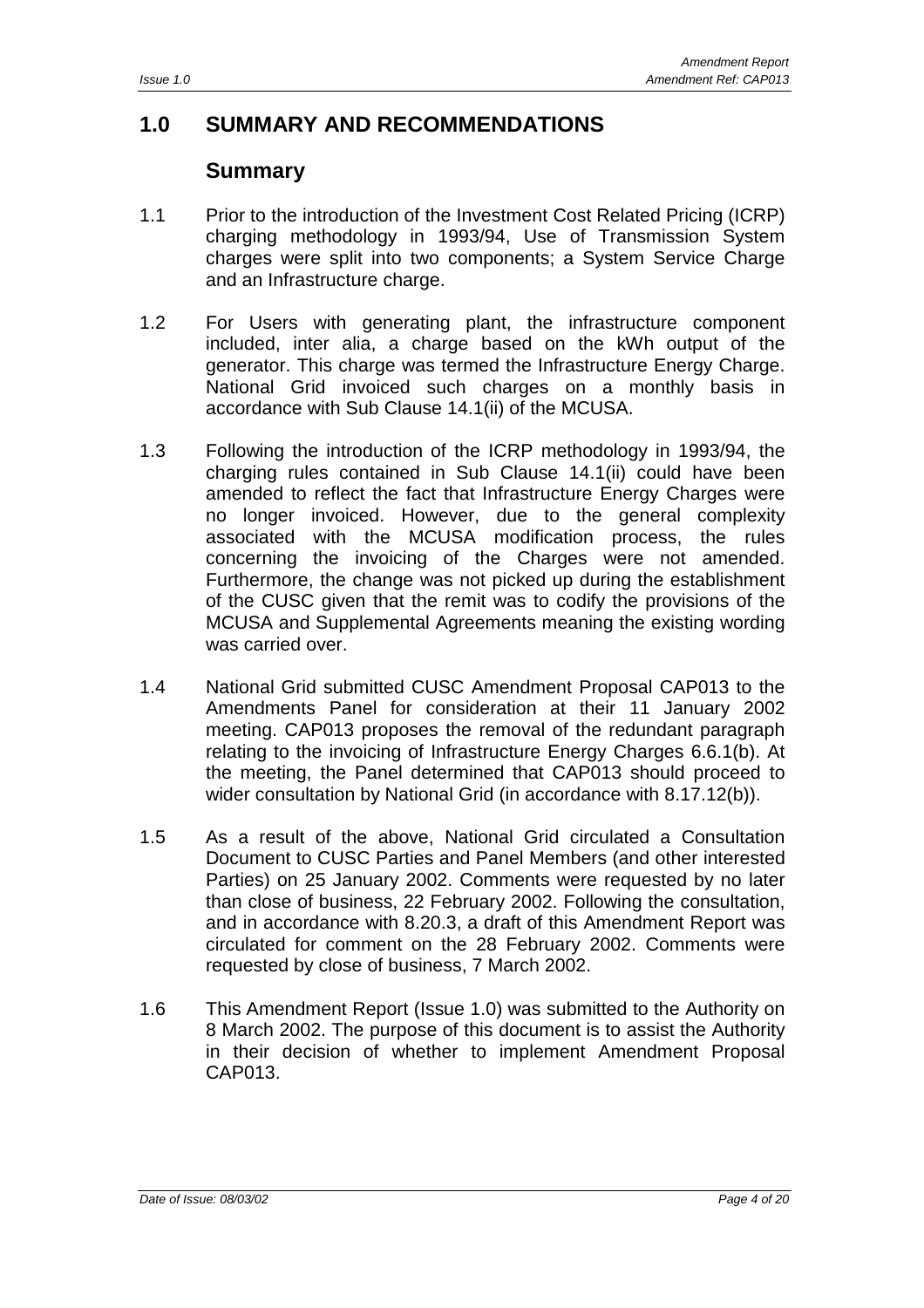# 1.0 SUMMARY AND RECOMMENDATIONS

## Summary

1.1 Prior to the introduction of the Investment Cost Related Pricing (ICRP) charging methodology in 1993/94, Use of Transmission System charges were split into two components; a System Service Charge and an Infrastructure charge.

1.2 For Users with generating plant, the infrastructure component included, inter alia, a charge based on the kWh output of the generator. This charge was termed the Infrastructure Energy Charge. National Grid invoiced such charges on a monthly basis in accordance with Sub Clause 14.1(ii) of the MCUSA.

1.3 Following the introduction of the ICRP methodology in 1993/94, the charging rules contained in Sub Clause 14.1(ii) could have been amended to reflect the fact that Infrastructure Energy Charges were no longer invoiced. However, due to the general complexity associated with the MCUSA modification process, the rules concerning the invoicing of the Charges were not amended. Furthermore, the change was not picked up during the establishment of the CUSC given that the remit was to codify the provisions of the MCUSA and Supplemental Agreements meaning the existing wording was carried over.

1.4 National Grid submitted CUSC Amendment Proposal CAP013 to the Amendments Panel for consideration at their 11 January 2002 meeting. CAP013 proposes the removal of the redundant paragraph relating to the invoicing of Infrastructure Energy Charges 6.6.1(b). At the meeting, the Panel determined that CAP013 should proceed to wider consultation by National Grid (in accordance with 8.17.12(b)).

1.5 As a result of the above, National Grid circulated a Consultation Document to CUSC Parties and Panel Members (and other interested Parties) on 25 January 2002. Comments were requested by no later than close of business, 22 February 2002. Following the consultation, and in accordance with 8.20.3, a draft of this Amendment Report was circulated for comment on the 28 February 2002. Comments were requested by close of business, 7 March 2002.

1.6 This Amendment Report (Issue 1.0) was submitted to the Authority on 8 March 2002. The purpose of this document is to assist the Authority in their decision of whether to implement Amendment Proposal CAP013.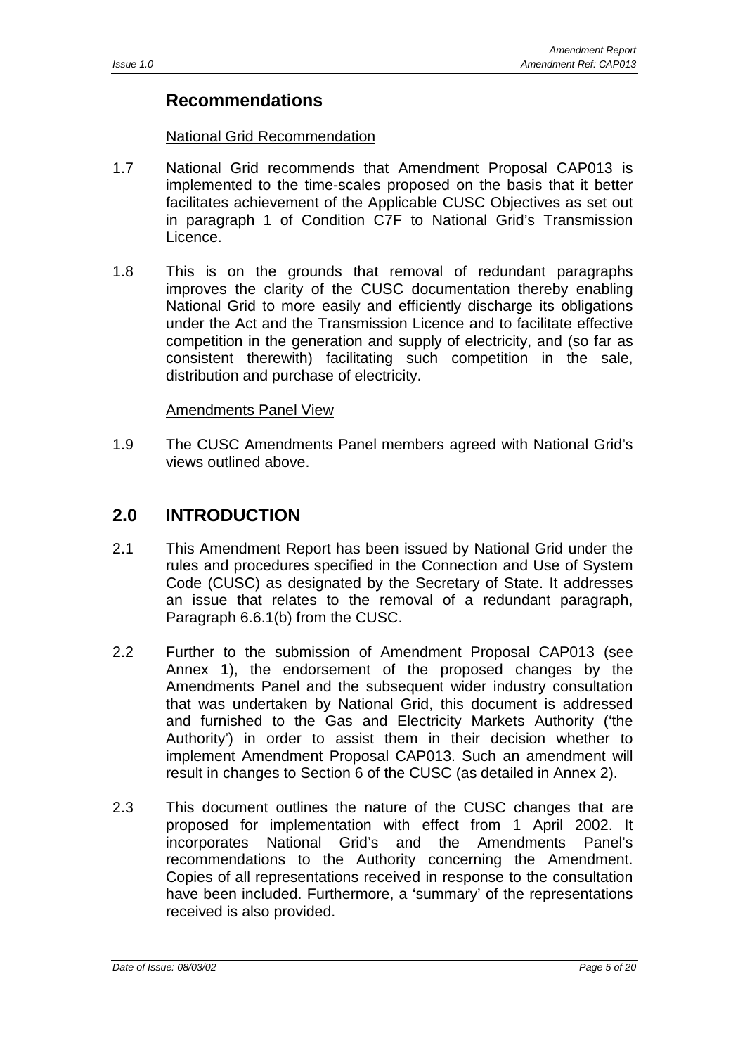## Recommendations

National Grid Recommendation

1.7 National Grid recommends that Amendment Proposal CAP013 is implemented to the time-scales proposed on the basis that it better facilitates achievement of the Applicable CUSC Objectives as set out in paragraph 1 of Condition C7F to National Grid's Transmission Licence.

1.8 This is on the grounds that removal of redundant paragraphs improves the clarity of the CUSC documentation thereby enabling National Grid to more easily and efficiently discharge its obligations under the Act and the Transmission Licence and to facilitate effective competition in the generation and supply of electricity, and (so far as consistent therewith) facilitating such competition in the sale, distribution and purchase of electricity.

Amendments Panel View

1.9 The CUSC Amendments Panel members agreed with National Grid's views outlined above.

## 2.0 INTRODUCTION

2.1 This Amendment Report has been issued by National Grid under the rules and procedures specified in the Connection and Use of System Code (CUSC) as designated by the Secretary of State. It addresses an issue that relates to the removal of a redundant paragraph, Paragraph 6.6.1(b) from the CUSC.

2.2 Further to the submission of Amendment Proposal CAP013 (see Annex 1), the endorsement of the proposed changes by the Amendments Panel and the subsequent wider industry consultation that was undertaken by National Grid, this document is addressed and furnished to the Gas and Electricity Markets Authority ('the Authority') in order to assist them in their decision whether to implement Amendment Proposal CAP013. Such an amendment will result in changes to Section 6 of the CUSC (as detailed in Annex 2).

2.3 This document outlines the nature of the CUSC changes that are proposed for implementation with effect from 1 April 2002. It incorporates National Grid's and the Amendments Panel's recommendations to the Authority concerning the Amendment. Copies of all representations received in response to the consultation have been included. Furthermore, a 'summary' of the representations received is also provided.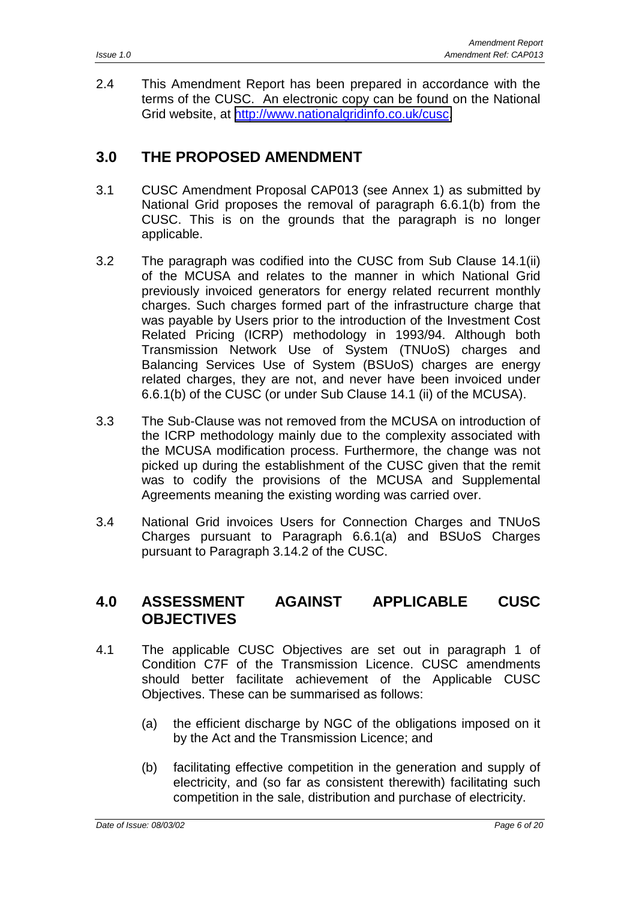2.4 This Amendment Report has been prepared in accordance with the terms of the CUSC. An electronic copy can be found on the National Grid website, at http://www.nationalgridinfo.co.uk/cusc.

## 3.0 THE PROPOSED AMENDMENT

3.1 CUSC Amendment Proposal CAP013 (see Annex 1) as submitted by National Grid proposes the removal of paragraph 6.6.1(b) from the CUSC. This is on the grounds that the paragraph is no longer applicable.

3.2 The paragraph was codified into the CUSC from Sub Clause 14.1(ii) of the MCUSA and relates to the manner in which National Grid previously invoiced generators for energy related recurrent monthly charges. Such charges formed part of the infrastructure charge that was payable by Users prior to the introduction of the Investment Cost Related Pricing (ICRP) methodology in 1993/94. Although both Transmission Network Use of System (TNUoS) charges and Balancing Services Use of System (BSUoS) charges are energy related charges, they are not, and never have been invoiced under 6.6.1(b) of the CUSC (or under Sub Clause 14.1 (ii) of the MCUSA).

3.3 The Sub-Clause was not removed from the MCUSA on introduction of the ICRP methodology mainly due to the complexity associated with the MCUSA modification process. Furthermore, the change was not picked up during the establishment of the CUSC given that the remit was to codify the provisions of the MCUSA and Supplemental Agreements meaning the existing wording was carried over.

3.4 National Grid invoices Users for Connection Charges and TNUoS Charges pursuant to Paragraph 6.6.1(a) and BSUoS Charges pursuant to Paragraph 3.14.2 of the CUSC.

## 4.0 ASSESSMENT AGAINST APPLICABLE CUSC OBJECTIVES

4.1 The applicable CUSC Objectives are set out in paragraph 1 of Condition C7F of the Transmission Licence. CUSC amendments should better facilitate achievement of the Applicable CUSC Objectives. These can be summarised as follows:

(a) the efficient discharge by NGC of the obligations imposed on it by the Act and the Transmission Licence; and

(b) facilitating effective competition in the generation and supply of electricity, and (so far as consistent therewith) facilitating such competition in the sale, distribution and purchase of electricity.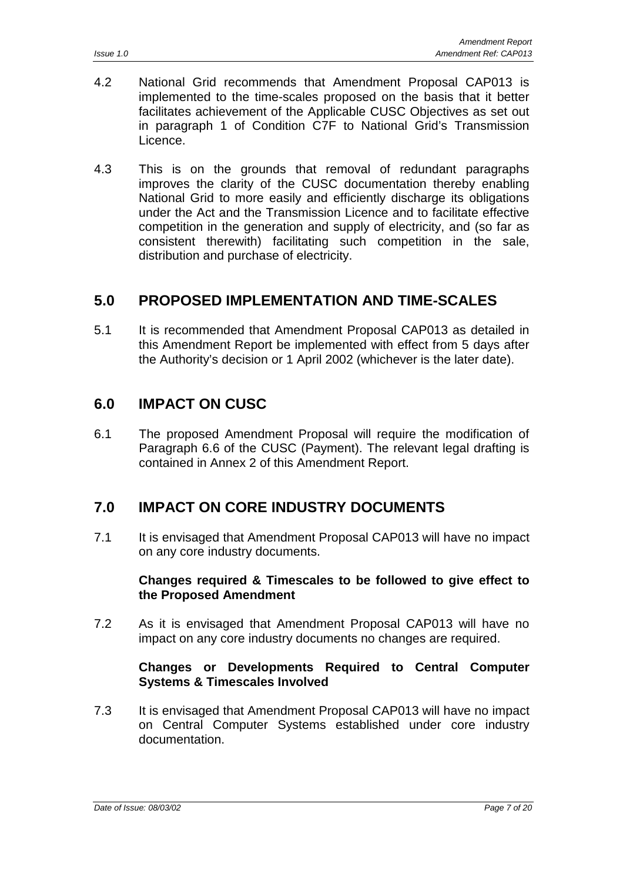4.2 National Grid recommends that Amendment Proposal CAP013 is implemented to the time-scales proposed on the basis that it better facilitates achievement of the Applicable CUSC Objectives as set out in paragraph 1 of Condition C7F to National Grid's Transmission Licence.

4.3 This is on the grounds that removal of redundant paragraphs improves the clarity of the CUSC documentation thereby enabling National Grid to more easily and efficiently discharge its obligations under the Act and the Transmission Licence and to facilitate effective competition in the generation and supply of electricity, and (so far as consistent therewith) facilitating such competition in the sale, distribution and purchase of electricity.

## 5.0 PROPOSED IMPLEMENTATION AND TIME-SCALES

5.1 It is recommended that Amendment Proposal CAP013 as detailed in this Amendment Report be implemented with effect from 5 days after the Authority's decision or 1 April 2002 (whichever is the later date).

## 6.0 IMPACT ON CUSC

6.1 The proposed Amendment Proposal will require the modification of Paragraph 6.6 of the CUSC (Payment). The relevant legal drafting is contained in Annex 2 of this Amendment Report.

## 7.0 IMPACT ON CORE INDUSTRY DOCUMENTS

7.1 It is envisaged that Amendment Proposal CAP013 will have no impact on any core industry documents.

**Changes required & Timescales to be followed to give effect to the Proposed Amendment**

7.2 As it is envisaged that Amendment Proposal CAP013 will have no impact on any core industry documents no changes are required.

**Changes or Developments Required to Central Computer Systems & Timescales Involved**

7.3 It is envisaged that Amendment Proposal CAP013 will have no impact on Central Computer Systems established under core industry documentation.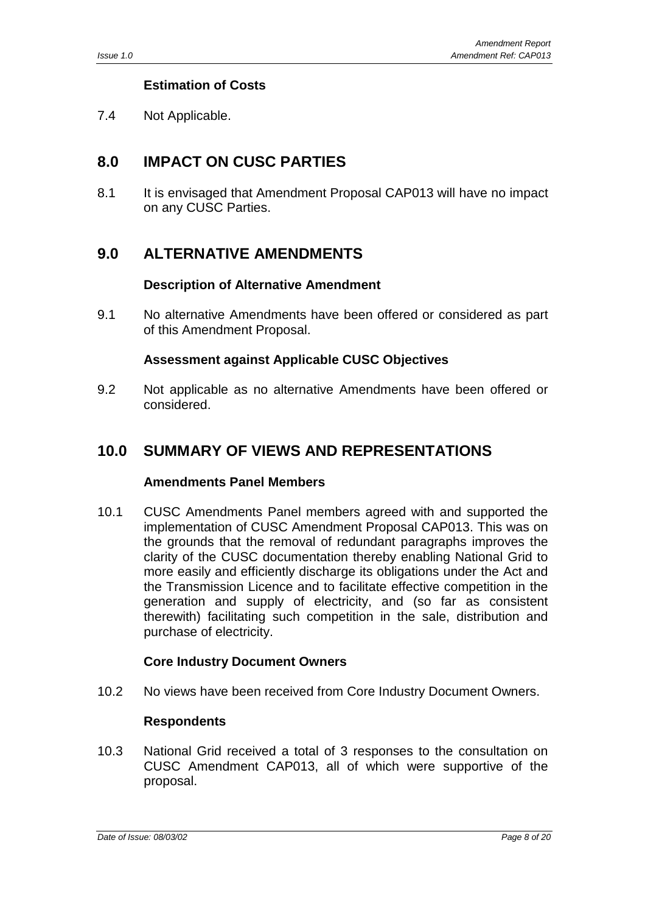### Estimation of Costs

7.4 Not Applicable.

## 8.0 IMPACT ON CUSC PARTIES

8.1 It is envisaged that Amendment Proposal CAP013 will have no impact on any CUSC Parties.

## 9.0 ALTERNATIVE AMENDMENTS

### Description of Alternative Amendment

9.1 No alternative Amendments have been offered or considered as part of this Amendment Proposal.

### Assessment against Applicable CUSC Objectives

9.2 Not applicable as no alternative Amendments have been offered or considered.

## 10.0 SUMMARY OF VIEWS AND REPRESENTATIONS

### Amendments Panel Members

10.1 CUSC Amendments Panel members agreed with and supported the implementation of CUSC Amendment Proposal CAP013. This was on the grounds that the removal of redundant paragraphs improves the clarity of the CUSC documentation thereby enabling National Grid to more easily and efficiently discharge its obligations under the Act and the Transmission Licence and to facilitate effective competition in the generation and supply of electricity, and (so far as consistent therewith) facilitating such competition in the sale, distribution and purchase of electricity.

### Core Industry Document Owners

10.2 No views have been received from Core Industry Document Owners.

### Respondents

10.3 National Grid received a total of 3 responses to the consultation on CUSC Amendment CAP013, all of which were supportive of the proposal.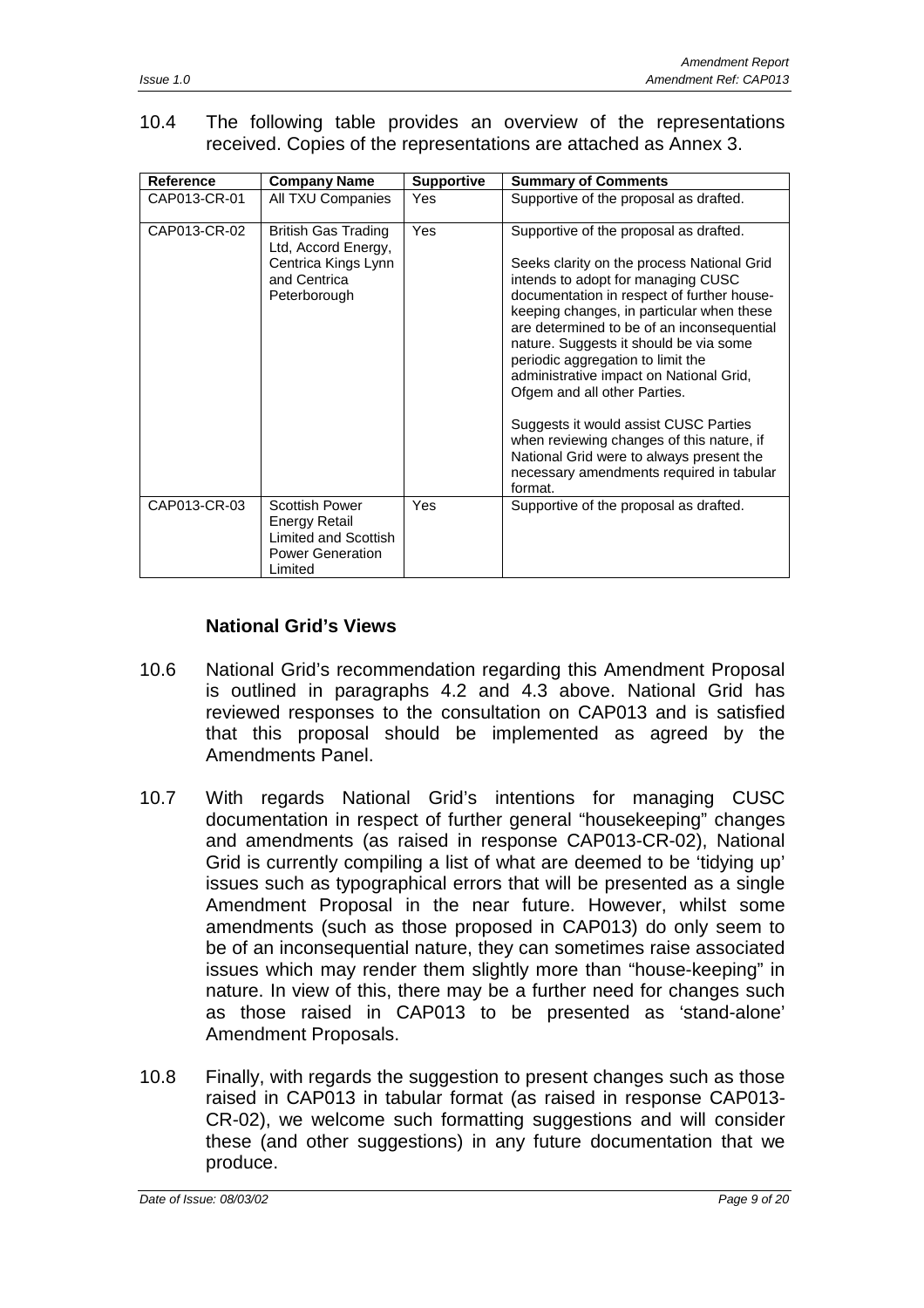10.4 The following table provides an overview of the representations received. Copies of the representations are attached as Annex 3.

| Reference | Company Name | Supportive | Summary of Comments |
|---|---|---|---|
| CAP013-CR-01 | All TXU Companies | Yes | Supportive of the proposal as drafted. |
| CAP013-CR-02 | British Gas Trading Ltd, Accord Energy, Centrica Kings Lynn and Centrica Peterborough | Yes | Supportive of the proposal as drafted.<br><br>Seeks clarity on the process National Grid intends to adopt for managing CUSC documentation in respect of further house-keeping changes, in particular when these are determined to be of an inconsequential nature. Suggests it should be via some periodic aggregation to limit the administrative impact on National Grid, Ofgem and all other Parties.<br><br>Suggests it would assist CUSC Parties when reviewing changes of this nature, if National Grid were to always present the necessary amendments required in tabular format. |
| CAP013-CR-03 | Scottish Power Energy Retail Limited and Scottish Power Generation Limited | Yes | Supportive of the proposal as drafted. |

### National Grid's Views

10.6 National Grid's recommendation regarding this Amendment Proposal is outlined in paragraphs 4.2 and 4.3 above. National Grid has reviewed responses to the consultation on CAP013 and is satisfied that this proposal should be implemented as agreed by the Amendments Panel.

10.7 With regards National Grid's intentions for managing CUSC documentation in respect of further general "housekeeping" changes and amendments (as raised in response CAP013-CR-02), National Grid is currently compiling a list of what are deemed to be 'tidying up' issues such as typographical errors that will be presented as a single Amendment Proposal in the near future. However, whilst some amendments (such as those proposed in CAP013) do only seem to be of an inconsequential nature, they can sometimes raise associated issues which may render them slightly more than "house-keeping" in nature. In view of this, there may be a further need for changes such as those raised in CAP013 to be presented as 'stand-alone' Amendment Proposals.

10.8 Finally, with regards the suggestion to present changes such as those raised in CAP013 in tabular format (as raised in response CAP013-CR-02), we welcome such formatting suggestions and will consider these (and other suggestions) in any future documentation that we produce.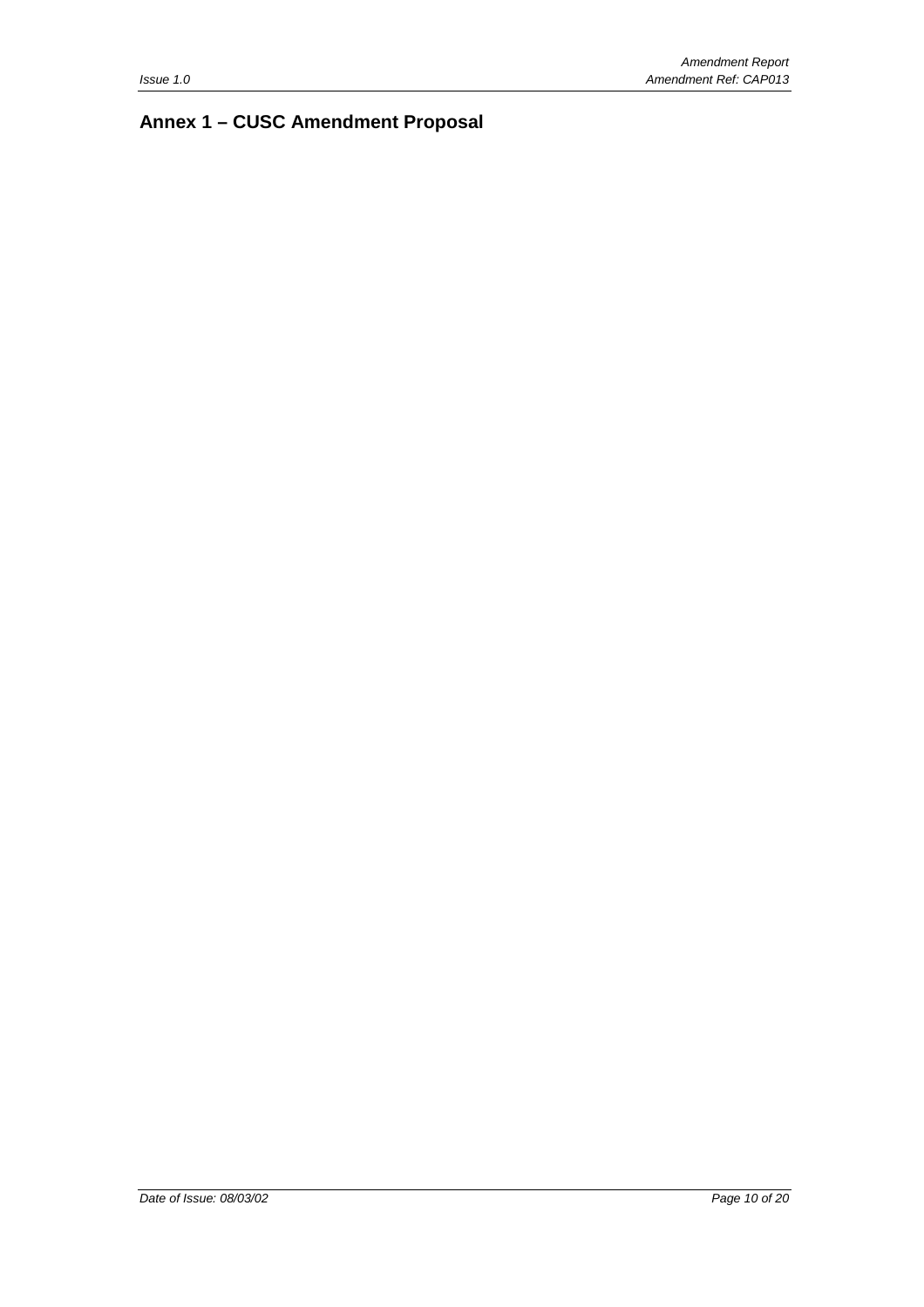## Annex 1 – CUSC Amendment Proposal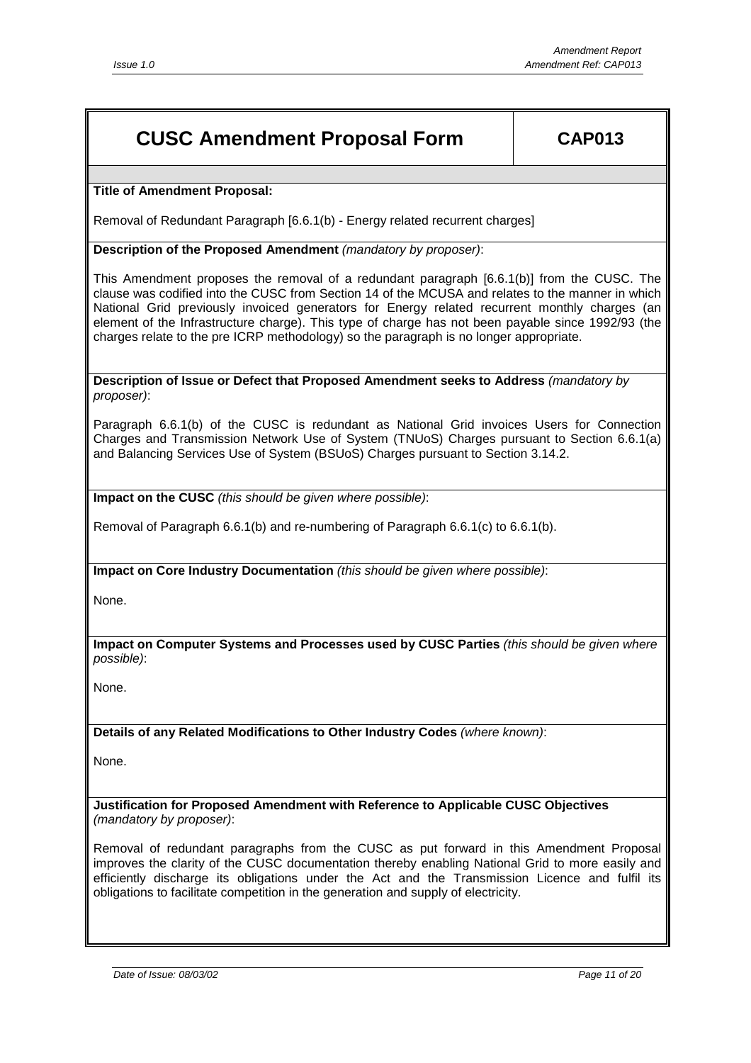# CUSC Amendment Proposal Form

**CAP013**

**Title of Amendment Proposal:**

Removal of Redundant Paragraph [6.6.1(b) - Energy related recurrent charges]

**Description of the Proposed Amendment** *(mandatory by proposer)*:

This Amendment proposes the removal of a redundant paragraph [6.6.1(b)] from the CUSC. The clause was codified into the CUSC from Section 14 of the MCUSA and relates to the manner in which National Grid previously invoiced generators for Energy related recurrent monthly charges (an element of the Infrastructure charge). This type of charge has not been payable since 1992/93 (the charges relate to the pre ICRP methodology) so the paragraph is no longer appropriate.

**Description of Issue or Defect that Proposed Amendment seeks to Address** *(mandatory by proposer)*:

Paragraph 6.6.1(b) of the CUSC is redundant as National Grid invoices Users for Connection Charges and Transmission Network Use of System (TNUoS) Charges pursuant to Section 6.6.1(a) and Balancing Services Use of System (BSUoS) Charges pursuant to Section 3.14.2.

**Impact on the CUSC** *(this should be given where possible)*:

Removal of Paragraph 6.6.1(b) and re-numbering of Paragraph 6.6.1(c) to 6.6.1(b).

**Impact on Core Industry Documentation** *(this should be given where possible)*:

None.

**Impact on Computer Systems and Processes used by CUSC Parties** *(this should be given where possible)*:

None.

**Details of any Related Modifications to Other Industry Codes** *(where known)*:

None.

**Justification for Proposed Amendment with Reference to Applicable CUSC Objectives** *(mandatory by proposer)*:

Removal of redundant paragraphs from the CUSC as put forward in this Amendment Proposal improves the clarity of the CUSC documentation thereby enabling National Grid to more easily and efficiently discharge its obligations under the Act and the Transmission Licence and fulfil its obligations to facilitate competition in the generation and supply of electricity.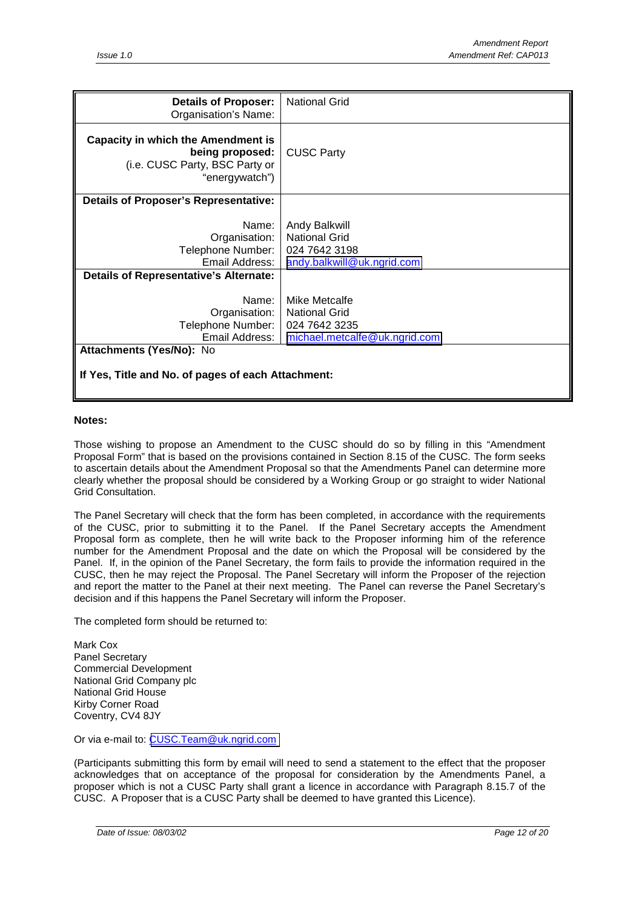| **Details of Proposer:** Organisation's Name: | National Grid |
| --- | --- |
| **Capacity in which the Amendment is being proposed:** (i.e. CUSC Party, BSC Party or "energywatch") | CUSC Party |
| **Details of Proposer's Representative:** | |
| Name: | Andy Balkwill |
| Organisation: | National Grid |
| Telephone Number: | 024 7642 3198 |
| Email Address: | andy.balkwill@uk.ngrid.com |
| **Details of Representative's Alternate:** | |
| Name: | Mike Metcalfe |
| Organisation: | National Grid |
| Telephone Number: | 024 7642 3235 |
| Email Address: | michael.metcalfe@uk.ngrid.com |
| **Attachments (Yes/No):** No | |
| **If Yes, Title and No. of pages of each Attachment:** | |

**Notes:**

Those wishing to propose an Amendment to the CUSC should do so by filling in this "Amendment Proposal Form" that is based on the provisions contained in Section 8.15 of the CUSC. The form seeks to ascertain details about the Amendment Proposal so that the Amendments Panel can determine more clearly whether the proposal should be considered by a Working Group or go straight to wider National Grid Consultation.

The Panel Secretary will check that the form has been completed, in accordance with the requirements of the CUSC, prior to submitting it to the Panel. If the Panel Secretary accepts the Amendment Proposal form as complete, then he will write back to the Proposer informing him of the reference number for the Amendment Proposal and the date on which the Proposal will be considered by the Panel. If, in the opinion of the Panel Secretary, the form fails to provide the information required in the CUSC, then he may reject the Proposal. The Panel Secretary will inform the Proposer of the rejection and report the matter to the Panel at their next meeting. The Panel can reverse the Panel Secretary's decision and if this happens the Panel Secretary will inform the Proposer.

The completed form should be returned to:

Mark Cox
Panel Secretary
Commercial Development
National Grid Company plc
National Grid House
Kirby Corner Road
Coventry, CV4 8JY

Or via e-mail to: CUSC.Team@uk.ngrid.com

(Participants submitting this form by email will need to send a statement to the effect that the proposer acknowledges that on acceptance of the proposal for consideration by the Amendments Panel, a proposer which is not a CUSC Party shall grant a licence in accordance with Paragraph 8.15.7 of the CUSC. A Proposer that is a CUSC Party shall be deemed to have granted this Licence).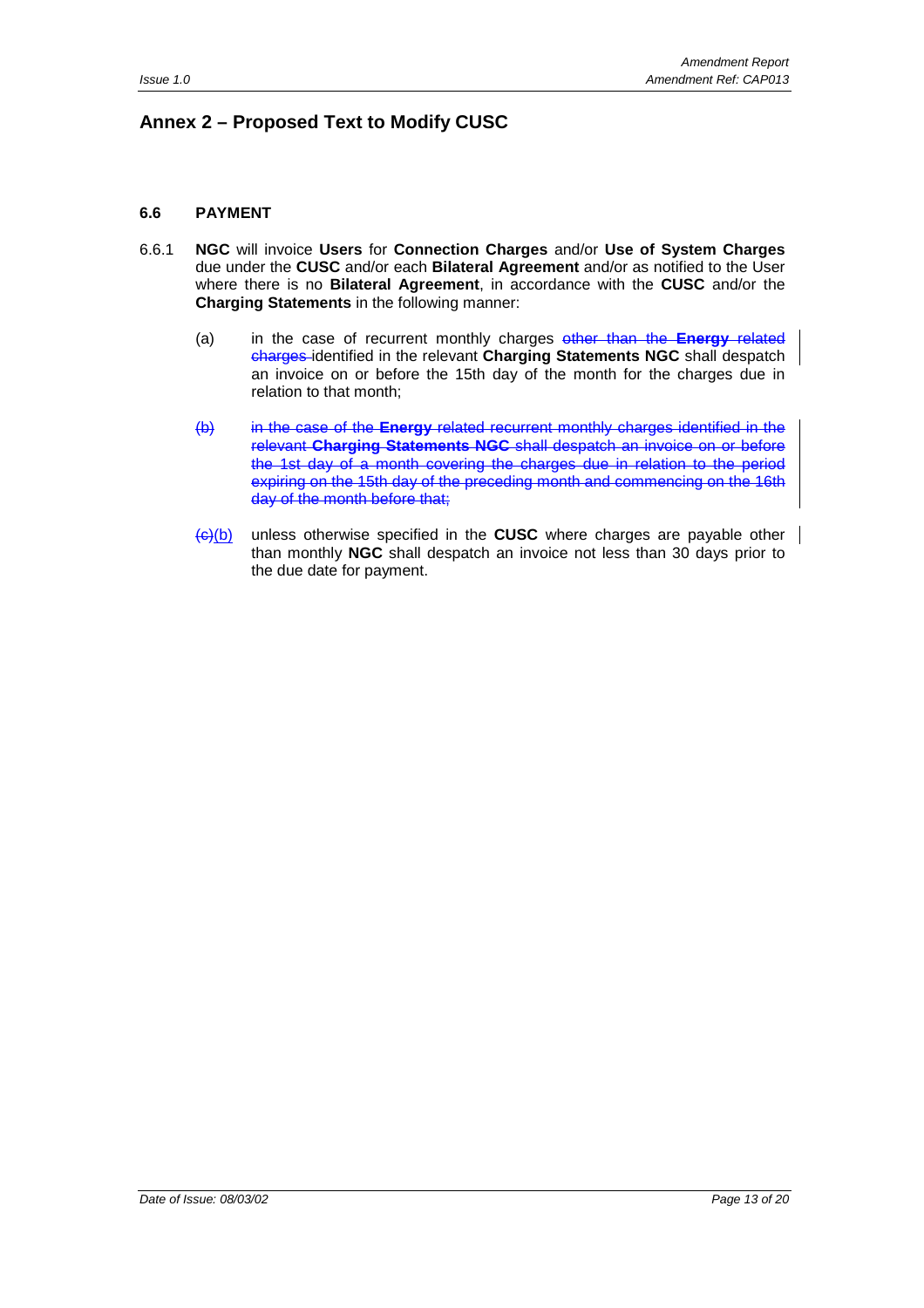## Annex 2 – Proposed Text to Modify CUSC

### 6.6 PAYMENT

6.6.1 **NGC** will invoice **Users** for **Connection Charges** and/or **Use of System Charges** due under the **CUSC** and/or each **Bilateral Agreement** and/or as notified to the User where there is no **Bilateral Agreement**, in accordance with the **CUSC** and/or the **Charging Statements** in the following manner:

(a) in the case of recurrent monthly charges ~~other than the **Energy** related charges~~ identified in the relevant **Charging Statements NGC** shall despatch an invoice on or before the 15th day of the month for the charges due in relation to that month;

~~(b) in the case of the **Energy** related recurrent monthly charges identified in the relevant **Charging Statements NGC** shall despatch an invoice on or before the 1st day of a month covering the charges due in relation to the period expiring on the 15th day of the preceding month and commencing on the 16th day of the month before that;~~

~~(c)~~(b) unless otherwise specified in the **CUSC** where charges are payable other than monthly **NGC** shall despatch an invoice not less than 30 days prior to the due date for payment.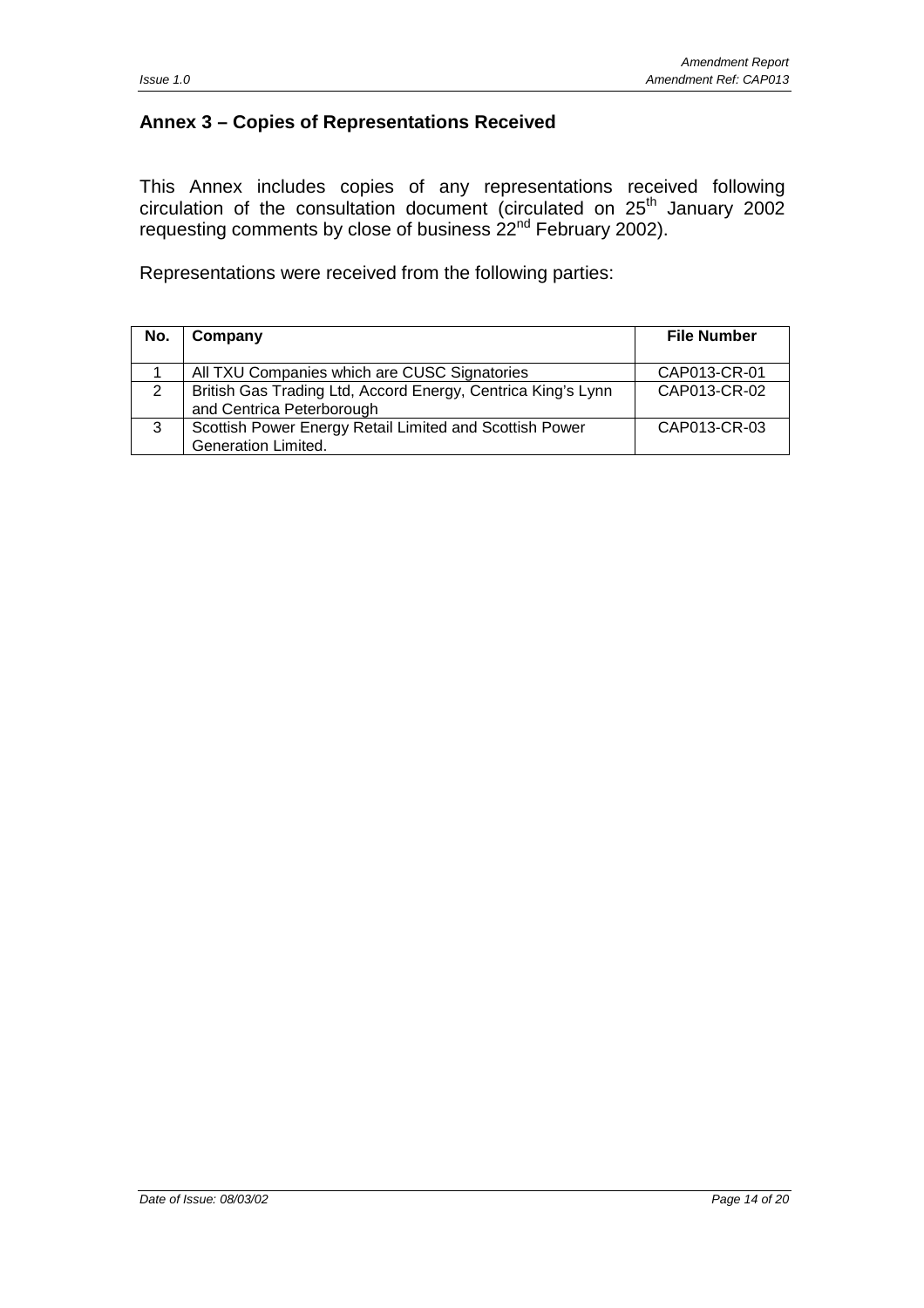## Annex 3 – Copies of Representations Received

This Annex includes copies of any representations received following circulation of the consultation document (circulated on 25th January 2002 requesting comments by close of business 22nd February 2002).

Representations were received from the following parties:

| No. | Company | File Number |
|---|---|---|
| 1 | All TXU Companies which are CUSC Signatories | CAP013-CR-01 |
| 2 | British Gas Trading Ltd, Accord Energy, Centrica King's Lynn and Centrica Peterborough | CAP013-CR-02 |
| 3 | Scottish Power Energy Retail Limited and Scottish Power Generation Limited. | CAP013-CR-03 |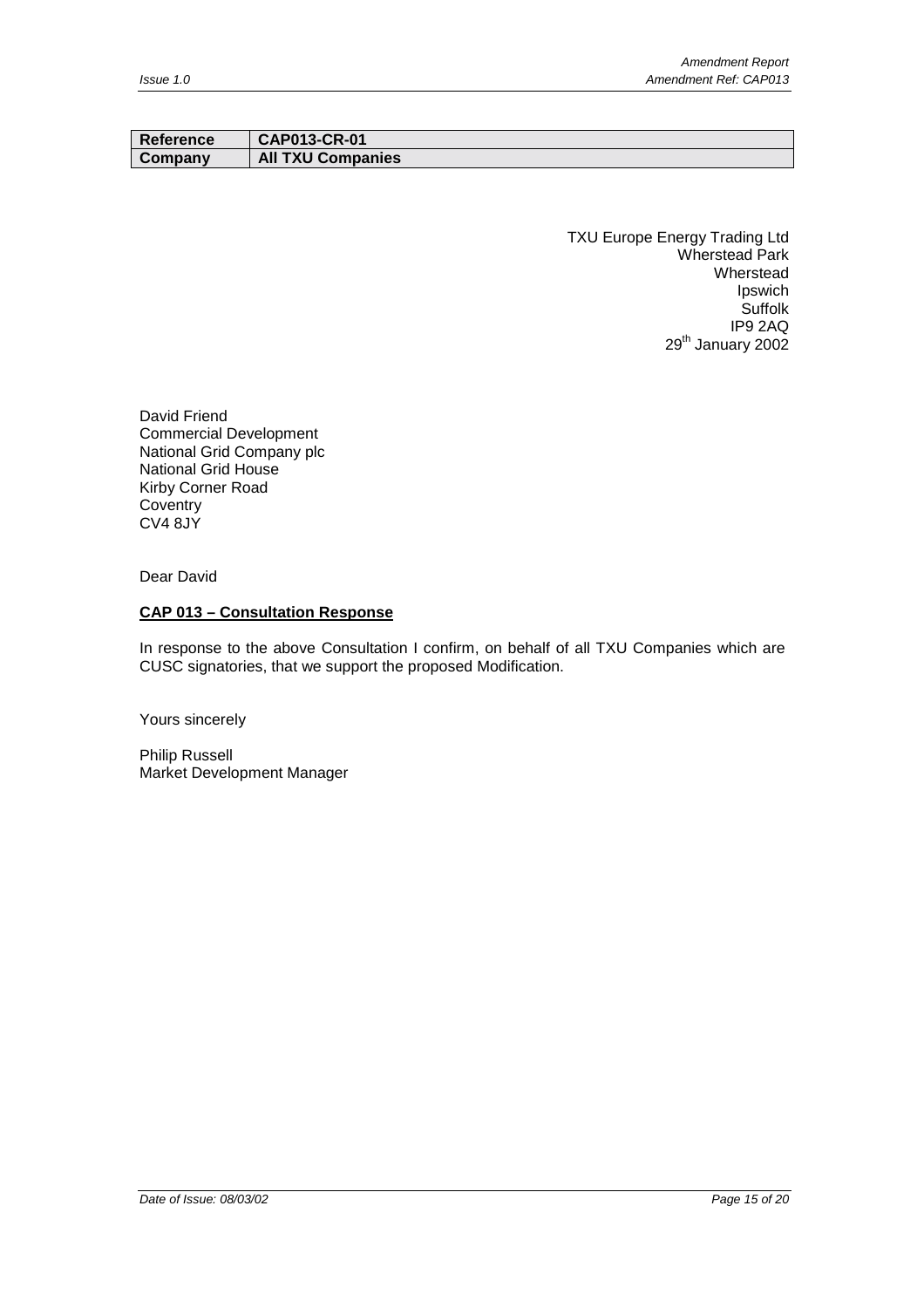| Reference | CAP013-CR-01 |
| --- | --- |
| Company | All TXU Companies |

TXU Europe Energy Trading Ltd
Wherstead Park
Wherstead
Ipswich
Suffolk
IP9 2AQ
29th January 2002

David Friend
Commercial Development
National Grid Company plc
National Grid House
Kirby Corner Road
Coventry
CV4 8JY

Dear David

**CAP 013 – Consultation Response**

In response to the above Consultation I confirm, on behalf of all TXU Companies which are CUSC signatories, that we support the proposed Modification.

Yours sincerely

Philip Russell
Market Development Manager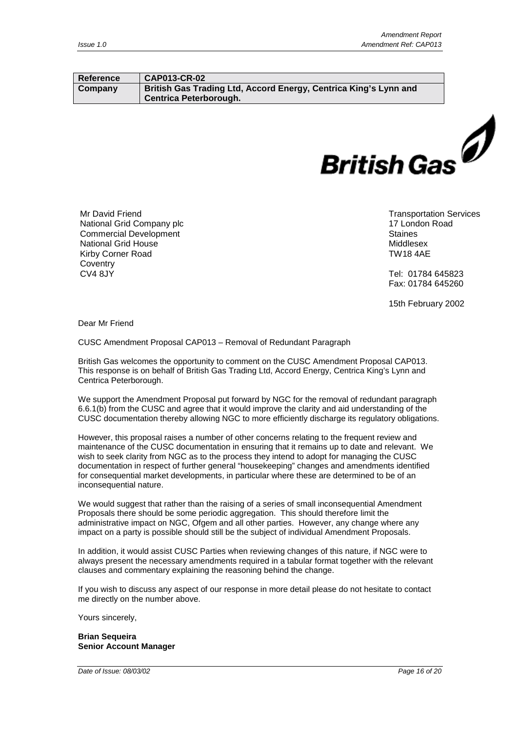| Reference | CAP013-CR-02 |
|---|---|
| Company | British Gas Trading Ltd, Accord Energy, Centrica King's Lynn and Centrica Peterborough. |

British Gas

Mr David Friend
National Grid Company plc
Commercial Development
National Grid House
Kirby Corner Road
Coventry
CV4 8JY

Transportation Services
17 London Road
Staines
Middlesex
TW18 4AE

Tel: 01784 645823
Fax: 01784 645260

15th February 2002

Dear Mr Friend

CUSC Amendment Proposal CAP013 – Removal of Redundant Paragraph

British Gas welcomes the opportunity to comment on the CUSC Amendment Proposal CAP013. This response is on behalf of British Gas Trading Ltd, Accord Energy, Centrica King's Lynn and Centrica Peterborough.

We support the Amendment Proposal put forward by NGC for the removal of redundant paragraph 6.6.1(b) from the CUSC and agree that it would improve the clarity and aid understanding of the CUSC documentation thereby allowing NGC to more efficiently discharge its regulatory obligations.

However, this proposal raises a number of other concerns relating to the frequent review and maintenance of the CUSC documentation in ensuring that it remains up to date and relevant. We wish to seek clarity from NGC as to the process they intend to adopt for managing the CUSC documentation in respect of further general "housekeeping" changes and amendments identified for consequential market developments, in particular where these are determined to be of an inconsequential nature.

We would suggest that rather than the raising of a series of small inconsequential Amendment Proposals there should be some periodic aggregation. This should therefore limit the administrative impact on NGC, Ofgem and all other parties. However, any change where any impact on a party is possible should still be the subject of individual Amendment Proposals.

In addition, it would assist CUSC Parties when reviewing changes of this nature, if NGC were to always present the necessary amendments required in a tabular format together with the relevant clauses and commentary explaining the reasoning behind the change.

If you wish to discuss any aspect of our response in more detail please do not hesitate to contact me directly on the number above.

Yours sincerely,

**Brian Sequeira**
**Senior Account Manager**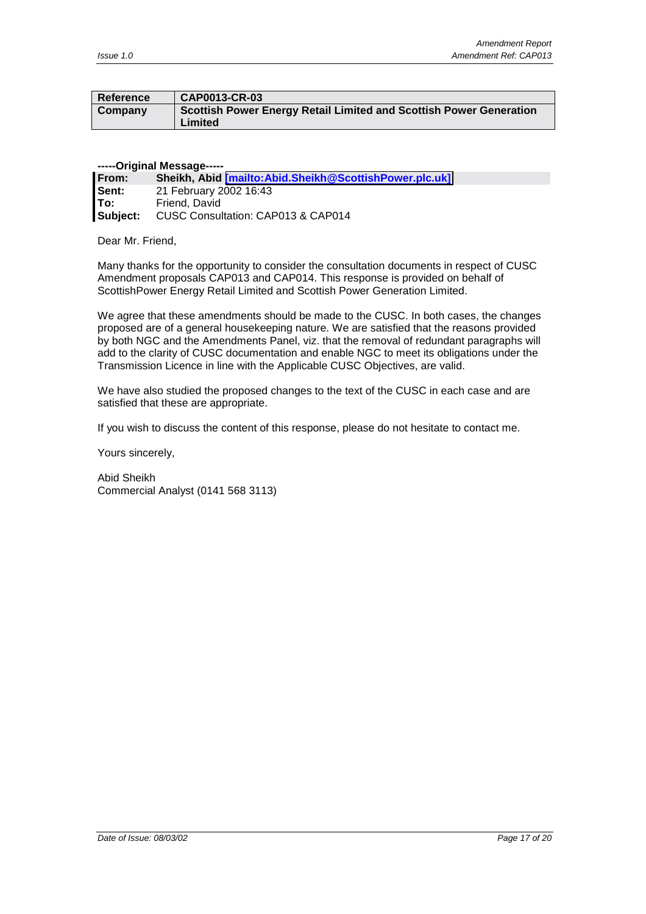| Reference | CAP0013-CR-03 |
|---|---|
| Company | Scottish Power Energy Retail Limited and Scottish Power Generation Limited |

**-----Original Message-----**

**From:** Sheikh, Abid [mailto:Abid.Sheikh@ScottishPower.plc.uk]
**Sent:** 21 February 2002 16:43
**To:** Friend, David
**Subject:** CUSC Consultation: CAP013 & CAP014

Dear Mr. Friend,

Many thanks for the opportunity to consider the consultation documents in respect of CUSC Amendment proposals CAP013 and CAP014. This response is provided on behalf of ScottishPower Energy Retail Limited and Scottish Power Generation Limited.

We agree that these amendments should be made to the CUSC. In both cases, the changes proposed are of a general housekeeping nature. We are satisfied that the reasons provided by both NGC and the Amendments Panel, viz. that the removal of redundant paragraphs will add to the clarity of CUSC documentation and enable NGC to meet its obligations under the Transmission Licence in line with the Applicable CUSC Objectives, are valid.

We have also studied the proposed changes to the text of the CUSC in each case and are satisfied that these are appropriate.

If you wish to discuss the content of this response, please do not hesitate to contact me.

Yours sincerely,

Abid Sheikh
Commercial Analyst (0141 568 3113)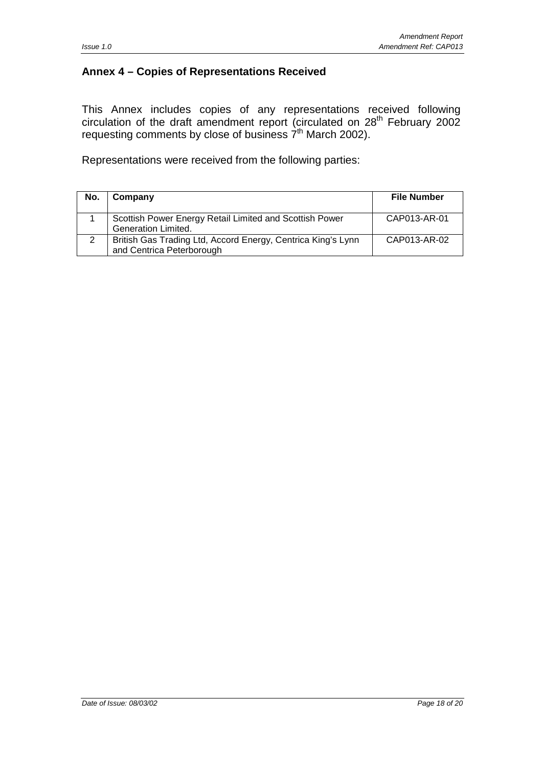## Annex 4 – Copies of Representations Received

This Annex includes copies of any representations received following circulation of the draft amendment report (circulated on 28th February 2002 requesting comments by close of business 7th March 2002).

Representations were received from the following parties:

| No. | Company | File Number |
|---|---|---|
| 1 | Scottish Power Energy Retail Limited and Scottish Power Generation Limited. | CAP013-AR-01 |
| 2 | British Gas Trading Ltd, Accord Energy, Centrica King's Lynn and Centrica Peterborough | CAP013-AR-02 |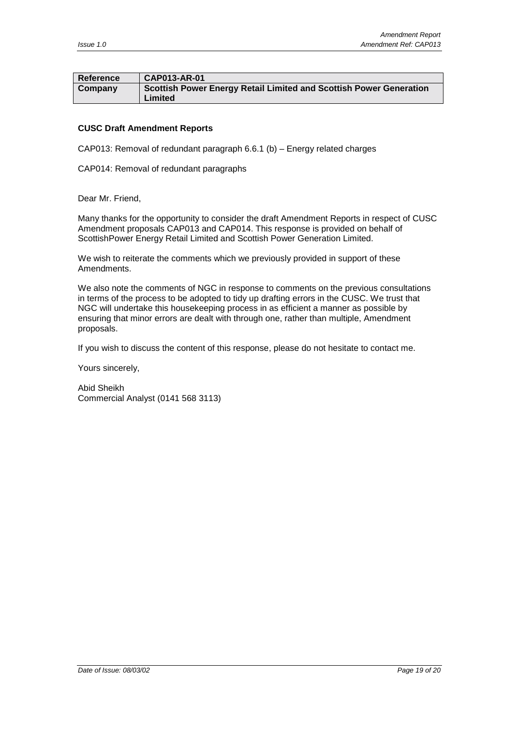| Reference | CAP013-AR-01 |
|---|---|
| Company | Scottish Power Energy Retail Limited and Scottish Power Generation Limited |

**CUSC Draft Amendment Reports**

CAP013: Removal of redundant paragraph 6.6.1 (b) – Energy related charges

CAP014: Removal of redundant paragraphs

Dear Mr. Friend,

Many thanks for the opportunity to consider the draft Amendment Reports in respect of CUSC Amendment proposals CAP013 and CAP014. This response is provided on behalf of ScottishPower Energy Retail Limited and Scottish Power Generation Limited.

We wish to reiterate the comments which we previously provided in support of these Amendments.

We also note the comments of NGC in response to comments on the previous consultations in terms of the process to be adopted to tidy up drafting errors in the CUSC. We trust that NGC will undertake this housekeeping process in as efficient a manner as possible by ensuring that minor errors are dealt with through one, rather than multiple, Amendment proposals.

If you wish to discuss the content of this response, please do not hesitate to contact me.

Yours sincerely,

Abid Sheikh
Commercial Analyst (0141 568 3113)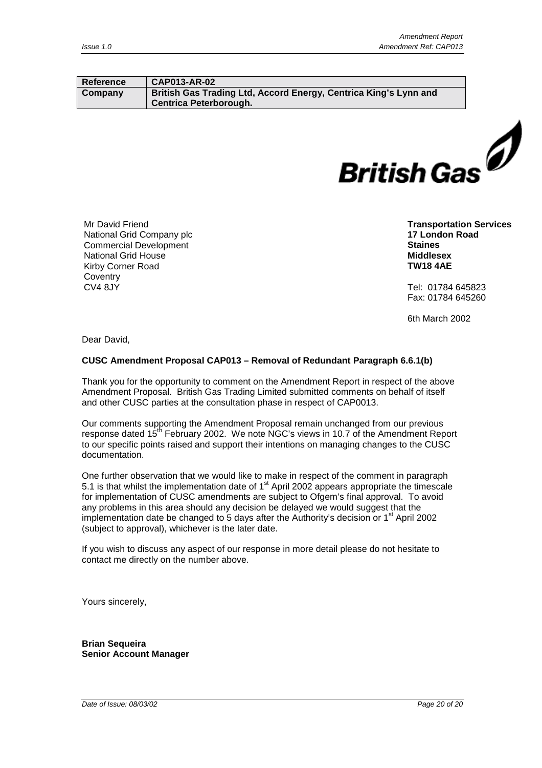| Reference | CAP013-AR-02 |
| --- | --- |
| Company | British Gas Trading Ltd, Accord Energy, Centrica King's Lynn and Centrica Peterborough. |

British Gas

Mr David Friend
National Grid Company plc
Commercial Development
National Grid House
Kirby Corner Road
Coventry
CV4 8JY

**Transportation Services**
**17 London Road**
**Staines**
**Middlesex**
**TW18 4AE**

Tel: 01784 645823
Fax: 01784 645260

6th March 2002

Dear David,

**CUSC Amendment Proposal CAP013 – Removal of Redundant Paragraph 6.6.1(b)**

Thank you for the opportunity to comment on the Amendment Report in respect of the above Amendment Proposal. British Gas Trading Limited submitted comments on behalf of itself and other CUSC parties at the consultation phase in respect of CAP0013.

Our comments supporting the Amendment Proposal remain unchanged from our previous response dated 15th February 2002. We note NGC's views in 10.7 of the Amendment Report to our specific points raised and support their intentions on managing changes to the CUSC documentation.

One further observation that we would like to make in respect of the comment in paragraph 5.1 is that whilst the implementation date of 1st April 2002 appears appropriate the timescale for implementation of CUSC amendments are subject to Ofgem's final approval. To avoid any problems in this area should any decision be delayed we would suggest that the implementation date be changed to 5 days after the Authority's decision or 1st April 2002 (subject to approval), whichever is the later date.

If you wish to discuss any aspect of our response in more detail please do not hesitate to contact me directly on the number above.

Yours sincerely,

**Brian Sequeira**
**Senior Account Manager**